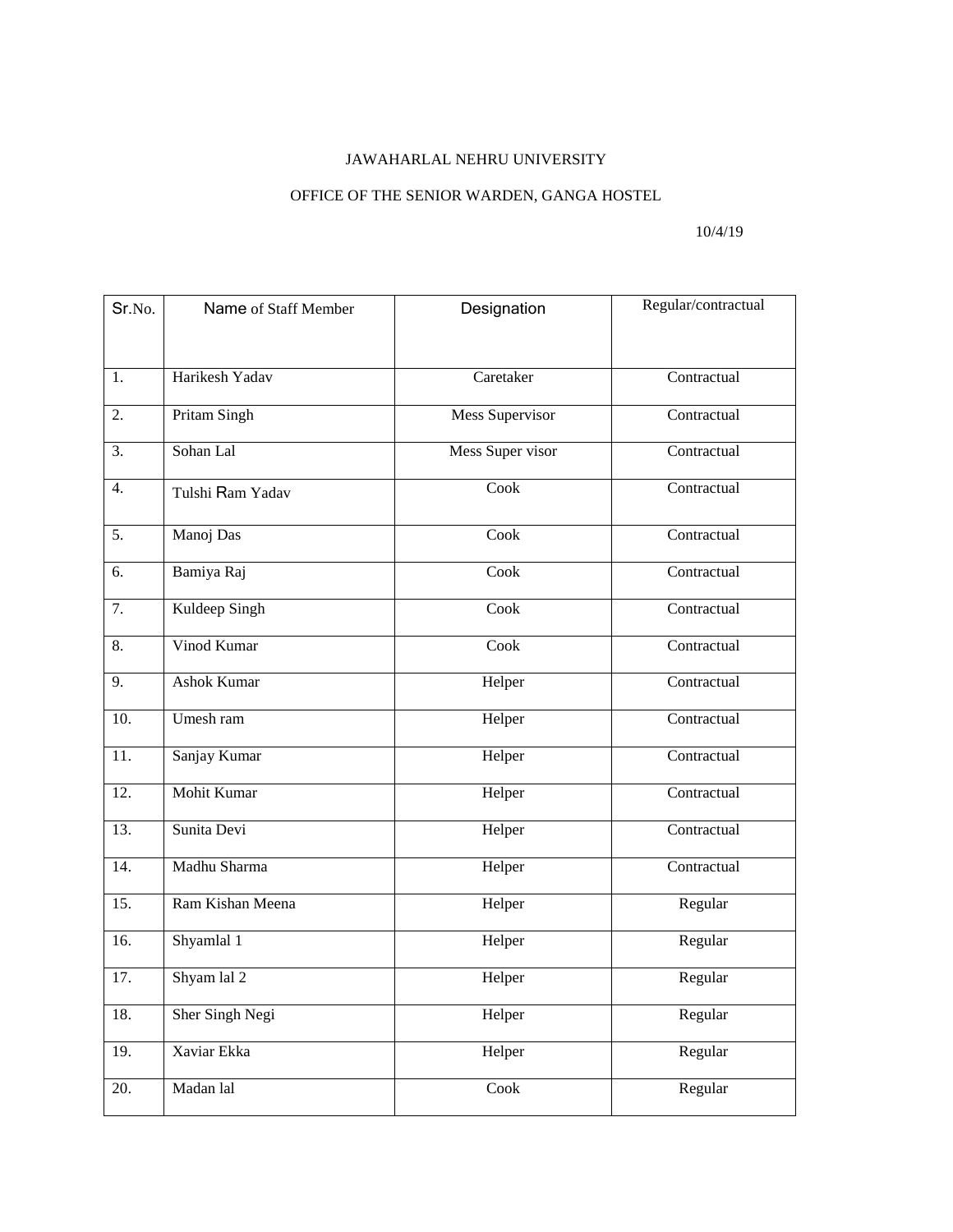JAWAHARLAL NEHRU UNIVERSITY

OFFICE OF THE SENIOR WARDEN, GANGA HOSTEL

10/4/19

| Sr.No. | Name of Staff Member | Designation | Regular/contractual |
|---|---|---|---|
| 1. | Harikesh Yadav | Caretaker | Contractual |
| 2. | Pritam Singh | Mess Supervisor | Contractual |
| 3. | Sohan Lal | Mess Super visor | Contractual |
| 4. | Tulshi Ram Yadav | Cook | Contractual |
| 5. | Manoj Das | Cook | Contractual |
| 6. | Bamiya Raj | Cook | Contractual |
| 7. | Kuldeep Singh | Cook | Contractual |
| 8. | Vinod Kumar | Cook | Contractual |
| 9. | Ashok Kumar | Helper | Contractual |
| 10. | Umesh ram | Helper | Contractual |
| 11. | Sanjay Kumar | Helper | Contractual |
| 12. | Mohit Kumar | Helper | Contractual |
| 13. | Sunita Devi | Helper | Contractual |
| 14. | Madhu Sharma | Helper | Contractual |
| 15. | Ram Kishan Meena | Helper | Regular |
| 16. | Shyamlal 1 | Helper | Regular |
| 17. | Shyam lal 2 | Helper | Regular |
| 18. | Sher Singh Negi | Helper | Regular |
| 19. | Xaviar Ekka | Helper | Regular |
| 20. | Madan lal | Cook | Regular |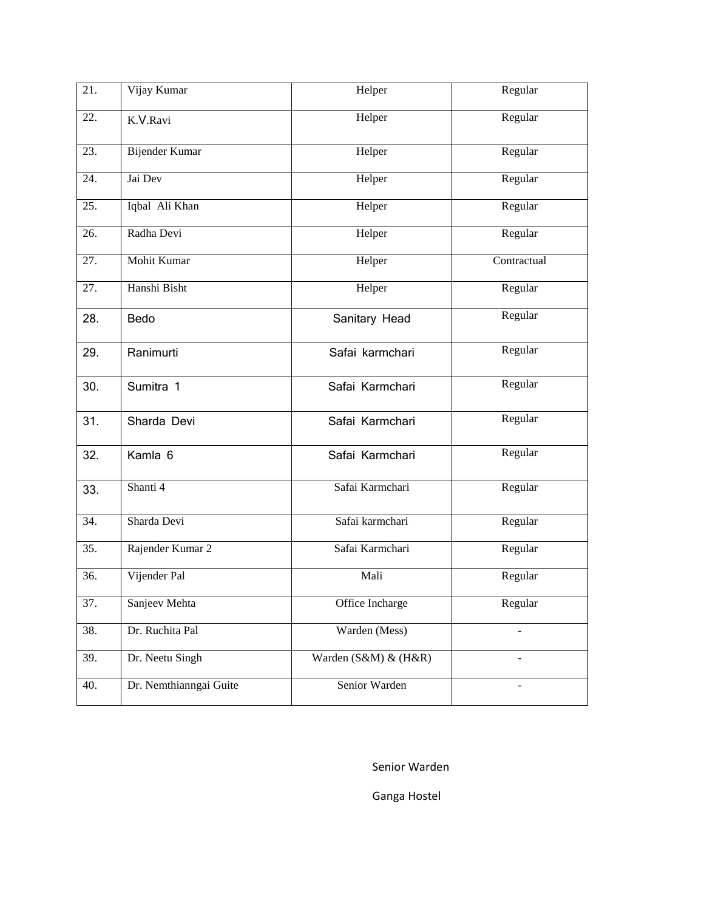| | | | |
|---|---|---|---|
| 21. | Vijay Kumar | Helper | Regular |
| 22. | K.V.Ravi | Helper | Regular |
| 23. | Bijender Kumar | Helper | Regular |
| 24. | Jai Dev | Helper | Regular |
| 25. | Iqbal Ali Khan | Helper | Regular |
| 26. | Radha Devi | Helper | Regular |
| 27. | Mohit Kumar | Helper | Contractual |
| 27. | Hanshi Bisht | Helper | Regular |
| 28. | Bedo | Sanitary Head | Regular |
| 29. | Ranimurti | Safai karmchari | Regular |
| 30. | Sumitra 1 | Safai Karmchari | Regular |
| 31. | Sharda Devi | Safai Karmchari | Regular |
| 32. | Kamla 6 | Safai Karmchari | Regular |
| 33. | Shanti 4 | Safai Karmchari | Regular |
| 34. | Sharda Devi | Safai karmchari | Regular |
| 35. | Rajender Kumar 2 | Safai Karmchari | Regular |
| 36. | Vijender Pal | Mali | Regular |
| 37. | Sanjeev Mehta | Office Incharge | Regular |
| 38. | Dr. Ruchita Pal | Warden (Mess) | - |
| 39. | Dr. Neetu Singh | Warden (S&M) & (H&R) | - |
| 40. | Dr. Nemthianngai Guite | Senior Warden | - |

Senior Warden

Ganga Hostel